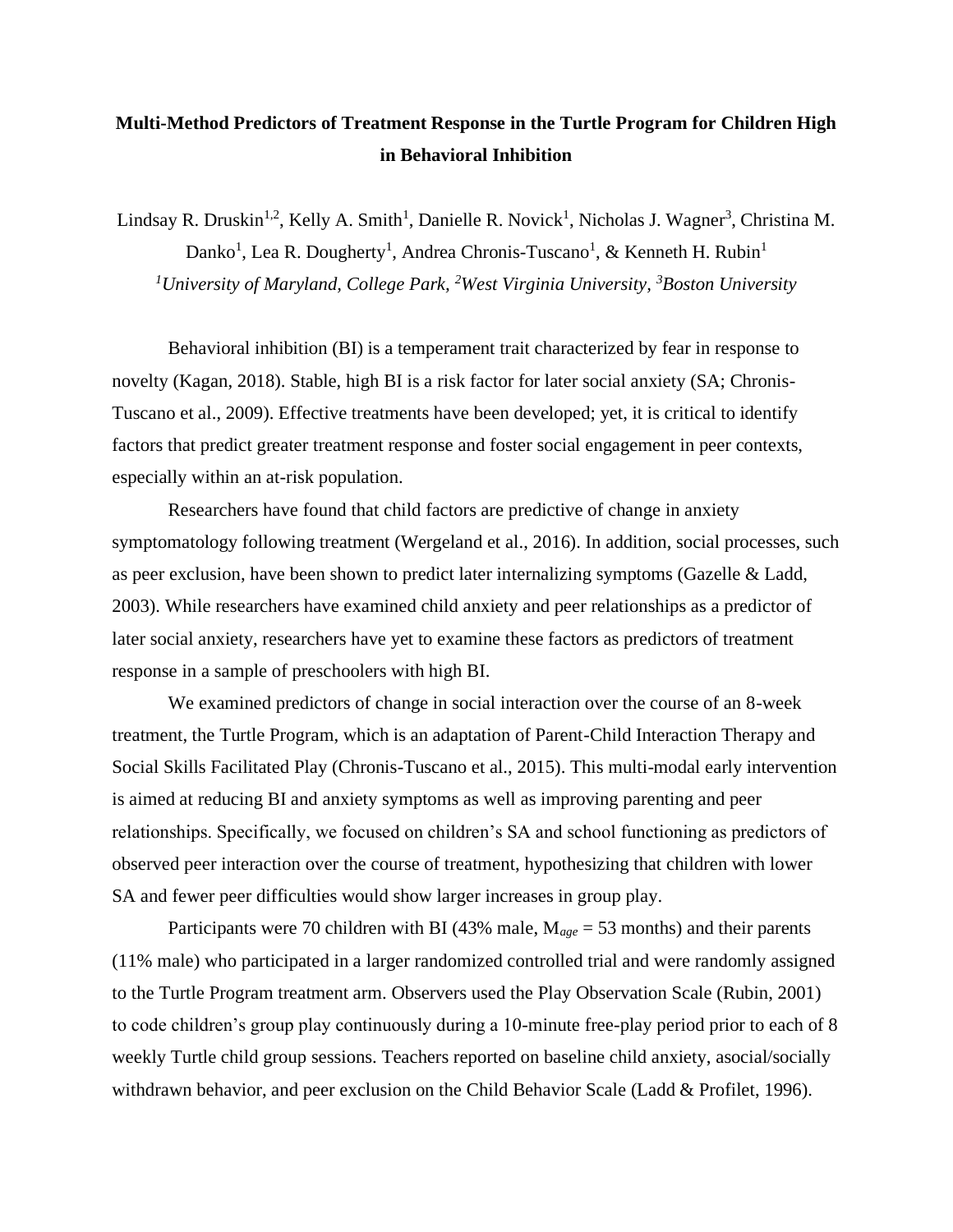# Multi-Method Predictors of Treatment Response in the Turtle Program for Children High in Behavioral Inhibition

Lindsay R. Druskin[1,2], Kelly A. Smith[1], Danielle R. Novick[1], Nicholas J. Wagner[3], Christina M. Danko[1], Lea R. Dougherty[1], Andrea Chronis-Tuscano[1], & Kenneth H. Rubin[1]

[1]*University of Maryland, College Park,* [2]*West Virginia University,* [3]*Boston University*

Behavioral inhibition (BI) is a temperament trait characterized by fear in response to novelty (Kagan, 2018). Stable, high BI is a risk factor for later social anxiety (SA; Chronis-Tuscano et al., 2009). Effective treatments have been developed; yet, it is critical to identify factors that predict greater treatment response and foster social engagement in peer contexts, especially within an at-risk population.

Researchers have found that child factors are predictive of change in anxiety symptomatology following treatment (Wergeland et al., 2016). In addition, social processes, such as peer exclusion, have been shown to predict later internalizing symptoms (Gazelle & Ladd, 2003). While researchers have examined child anxiety and peer relationships as a predictor of later social anxiety, researchers have yet to examine these factors as predictors of treatment response in a sample of preschoolers with high BI.

We examined predictors of change in social interaction over the course of an 8-week treatment, the Turtle Program, which is an adaptation of Parent-Child Interaction Therapy and Social Skills Facilitated Play (Chronis-Tuscano et al., 2015). This multi-modal early intervention is aimed at reducing BI and anxiety symptoms as well as improving parenting and peer relationships. Specifically, we focused on children's SA and school functioning as predictors of observed peer interaction over the course of treatment, hypothesizing that children with lower SA and fewer peer difficulties would show larger increases in group play.

Participants were 70 children with BI (43% male, $M_{age}$ = 53 months) and their parents (11% male) who participated in a larger randomized controlled trial and were randomly assigned to the Turtle Program treatment arm. Observers used the Play Observation Scale (Rubin, 2001) to code children's group play continuously during a 10-minute free-play period prior to each of 8 weekly Turtle child group sessions. Teachers reported on baseline child anxiety, asocial/socially withdrawn behavior, and peer exclusion on the Child Behavior Scale (Ladd & Profilet, 1996).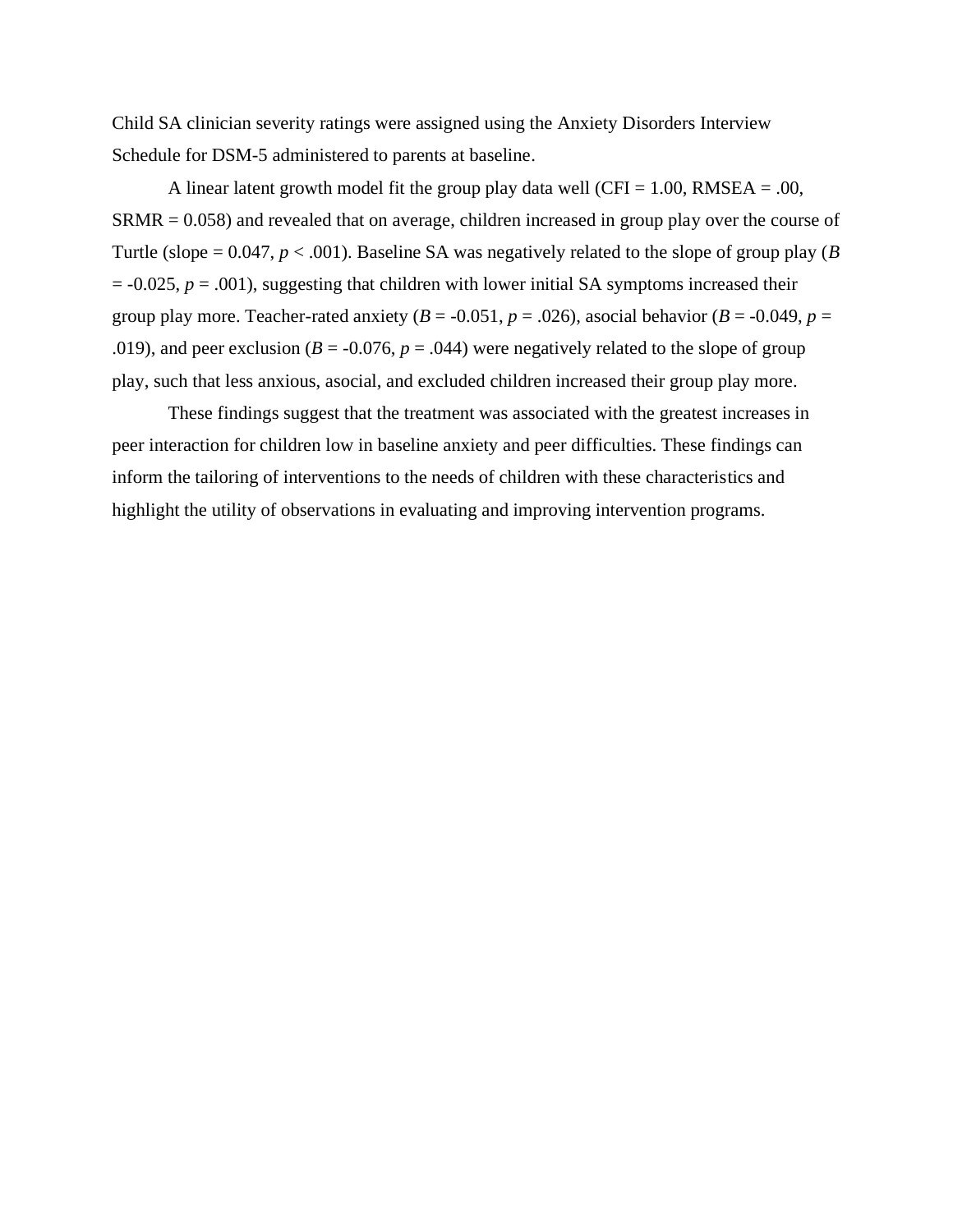Child SA clinician severity ratings were assigned using the Anxiety Disorders Interview Schedule for DSM-5 administered to parents at baseline.

A linear latent growth model fit the group play data well (CFI = 1.00, RMSEA = .00, SRMR = 0.058) and revealed that on average, children increased in group play over the course of Turtle (slope = 0.047, $p < .001$). Baseline SA was negatively related to the slope of group play ($B = -0.025$, $p = .001$), suggesting that children with lower initial SA symptoms increased their group play more. Teacher-rated anxiety ($B = -0.051$, $p = .026$), asocial behavior ($B = -0.049$, $p = .019$), and peer exclusion ($B = -0.076$, $p = .044$) were negatively related to the slope of group play, such that less anxious, asocial, and excluded children increased their group play more.

These findings suggest that the treatment was associated with the greatest increases in peer interaction for children low in baseline anxiety and peer difficulties. These findings can inform the tailoring of interventions to the needs of children with these characteristics and highlight the utility of observations in evaluating and improving intervention programs.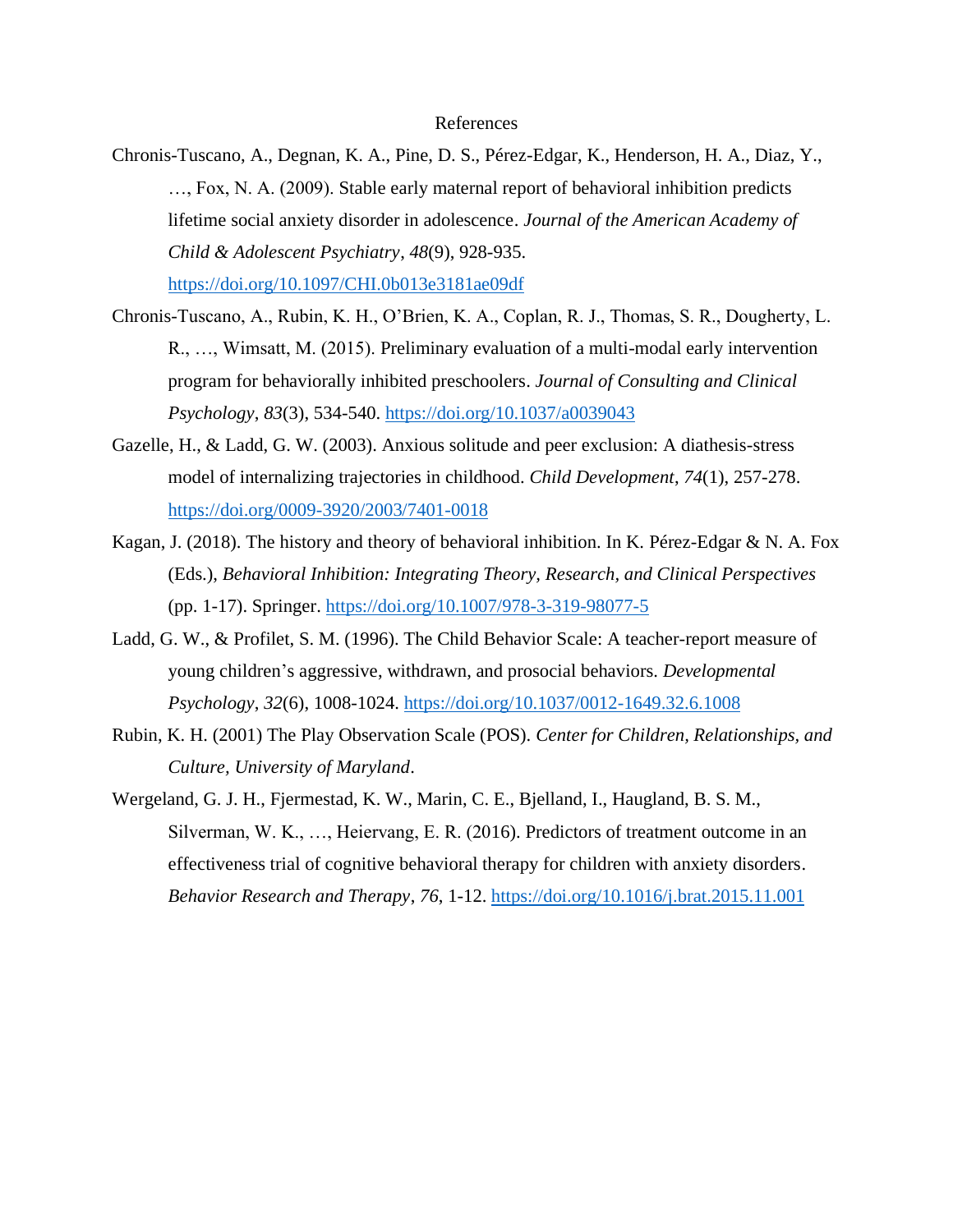# References

Chronis-Tuscano, A., Degnan, K. A., Pine, D. S., Pérez-Edgar, K., Henderson, H. A., Diaz, Y., …, Fox, N. A. (2009). Stable early maternal report of behavioral inhibition predicts lifetime social anxiety disorder in adolescence. *Journal of the American Academy of Child & Adolescent Psychiatry*, *48*(9), 928-935. https://doi.org/10.1097/CHI.0b013e3181ae09df

Chronis-Tuscano, A., Rubin, K. H., O'Brien, K. A., Coplan, R. J., Thomas, S. R., Dougherty, L. R., …, Wimsatt, M. (2015). Preliminary evaluation of a multi-modal early intervention program for behaviorally inhibited preschoolers. *Journal of Consulting and Clinical Psychology*, *83*(3), 534-540. https://doi.org/10.1037/a0039043

Gazelle, H., & Ladd, G. W. (2003). Anxious solitude and peer exclusion: A diathesis-stress model of internalizing trajectories in childhood. *Child Development*, *74*(1), 257-278. https://doi.org/0009-3920/2003/7401-0018

Kagan, J. (2018). The history and theory of behavioral inhibition. In K. Pérez-Edgar & N. A. Fox (Eds.), *Behavioral Inhibition: Integrating Theory, Research, and Clinical Perspectives* (pp. 1-17). Springer. https://doi.org/10.1007/978-3-319-98077-5

Ladd, G. W., & Profilet, S. M. (1996). The Child Behavior Scale: A teacher-report measure of young children's aggressive, withdrawn, and prosocial behaviors. *Developmental Psychology*, *32*(6), 1008-1024. https://doi.org/10.1037/0012-1649.32.6.1008

Rubin, K. H. (2001) The Play Observation Scale (POS). *Center for Children, Relationships, and Culture, University of Maryland*.

Wergeland, G. J. H., Fjermestad, K. W., Marin, C. E., Bjelland, I., Haugland, B. S. M., Silverman, W. K., …, Heiervang, E. R. (2016). Predictors of treatment outcome in an effectiveness trial of cognitive behavioral therapy for children with anxiety disorders. *Behavior Research and Therapy*, *76*, 1-12. https://doi.org/10.1016/j.brat.2015.11.001